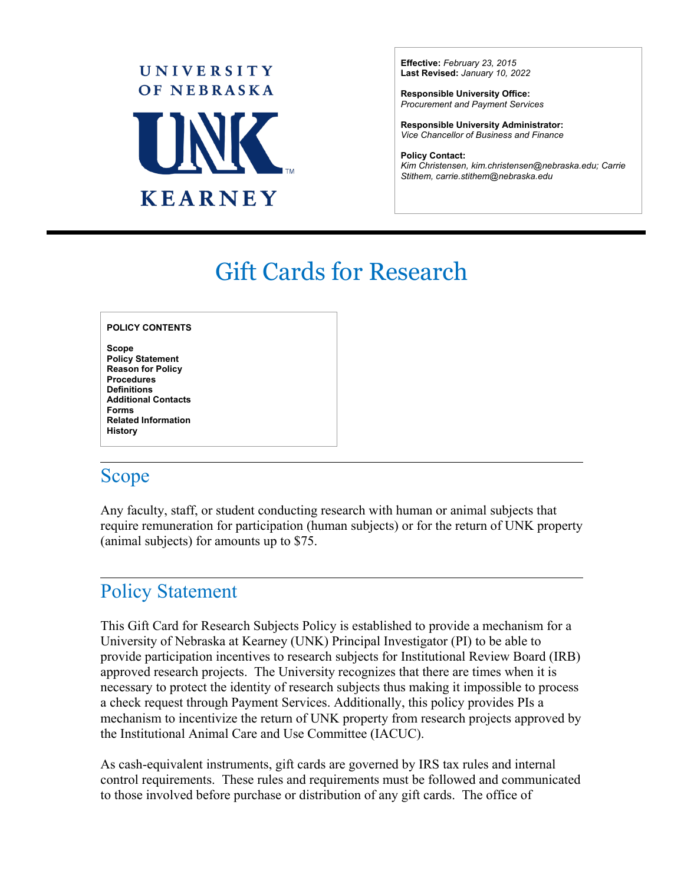UNIVERSITY OF NEBRASKA

UNK

KEARNEY

**Effective:** *February 23, 2015*
**Last Revised:** *January 10, 2022*

**Responsible University Office:**
*Procurement and Payment Services*

**Responsible University Administrator:**
*Vice Chancellor of Business and Finance*

**Policy Contact:**
*Kim Christensen, kim.christensen@nebraska.edu; Carrie Stithem, carrie.stithem@nebraska.edu*

# Gift Cards for Research

**POLICY CONTENTS**

**Scope**
**Policy Statement**
**Reason for Policy**
**Procedures**
**Definitions**
**Additional Contacts**
**Forms**
**Related Information**
**History**

## Scope

Any faculty, staff, or student conducting research with human or animal subjects that require remuneration for participation (human subjects) or for the return of UNK property (animal subjects) for amounts up to $75.

## Policy Statement

This Gift Card for Research Subjects Policy is established to provide a mechanism for a University of Nebraska at Kearney (UNK) Principal Investigator (PI) to be able to provide participation incentives to research subjects for Institutional Review Board (IRB) approved research projects. The University recognizes that there are times when it is necessary to protect the identity of research subjects thus making it impossible to process a check request through Payment Services. Additionally, this policy provides PIs a mechanism to incentivize the return of UNK property from research projects approved by the Institutional Animal Care and Use Committee (IACUC).

As cash-equivalent instruments, gift cards are governed by IRS tax rules and internal control requirements. These rules and requirements must be followed and communicated to those involved before purchase or distribution of any gift cards. The office of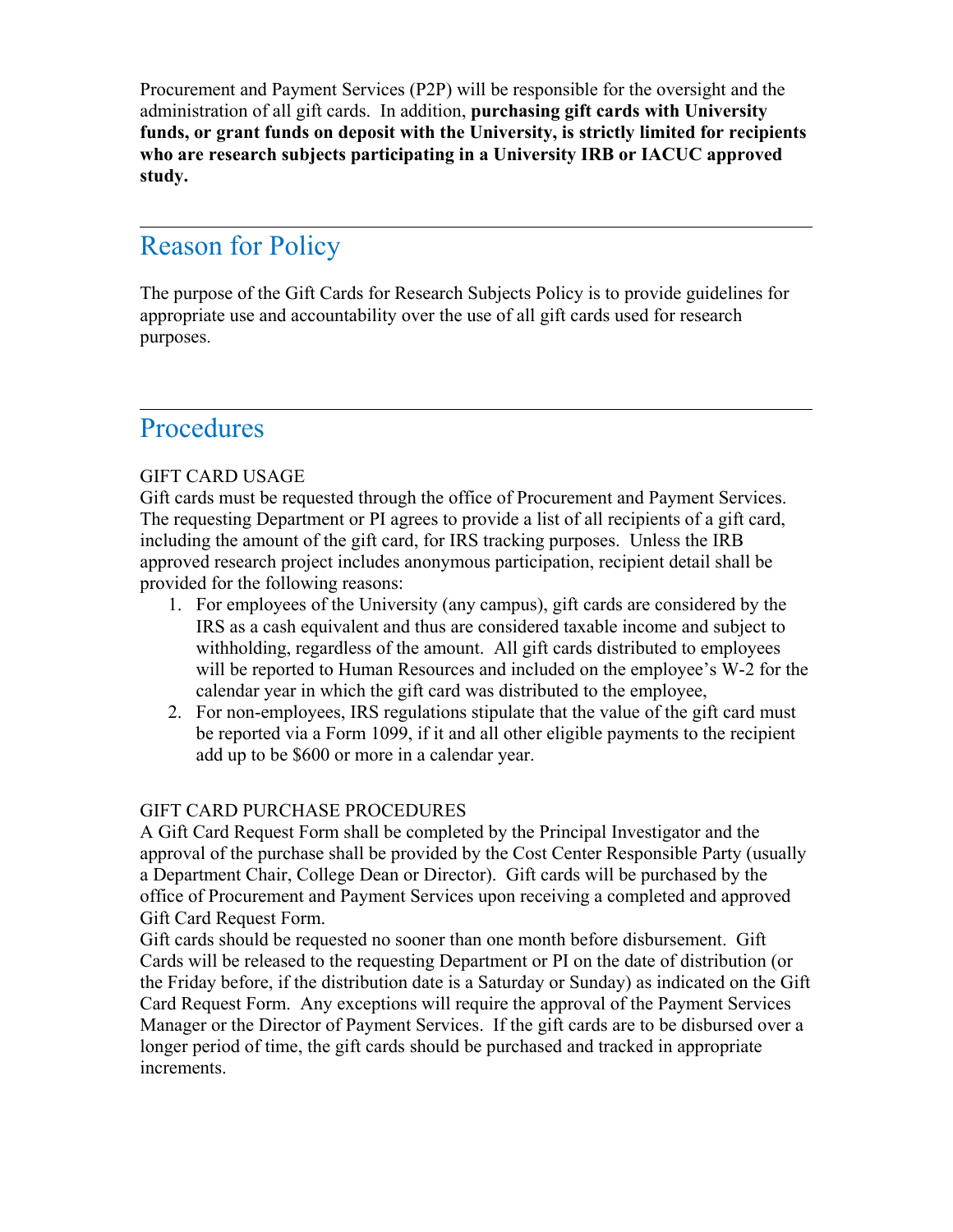Procurement and Payment Services (P2P) will be responsible for the oversight and the administration of all gift cards. In addition, **purchasing gift cards with University funds, or grant funds on deposit with the University, is strictly limited for recipients who are research subjects participating in a University IRB or IACUC approved study.**

---

## Reason for Policy

The purpose of the Gift Cards for Research Subjects Policy is to provide guidelines for appropriate use and accountability over the use of all gift cards used for research purposes.

---

## Procedures

GIFT CARD USAGE

Gift cards must be requested through the office of Procurement and Payment Services. The requesting Department or PI agrees to provide a list of all recipients of a gift card, including the amount of the gift card, for IRS tracking purposes. Unless the IRB approved research project includes anonymous participation, recipient detail shall be provided for the following reasons:

1. For employees of the University (any campus), gift cards are considered by the IRS as a cash equivalent and thus are considered taxable income and subject to withholding, regardless of the amount. All gift cards distributed to employees will be reported to Human Resources and included on the employee's W-2 for the calendar year in which the gift card was distributed to the employee,
2. For non-employees, IRS regulations stipulate that the value of the gift card must be reported via a Form 1099, if it and all other eligible payments to the recipient add up to be $600 or more in a calendar year.

GIFT CARD PURCHASE PROCEDURES

A Gift Card Request Form shall be completed by the Principal Investigator and the approval of the purchase shall be provided by the Cost Center Responsible Party (usually a Department Chair, College Dean or Director). Gift cards will be purchased by the office of Procurement and Payment Services upon receiving a completed and approved Gift Card Request Form.

Gift cards should be requested no sooner than one month before disbursement. Gift Cards will be released to the requesting Department or PI on the date of distribution (or the Friday before, if the distribution date is a Saturday or Sunday) as indicated on the Gift Card Request Form. Any exceptions will require the approval of the Payment Services Manager or the Director of Payment Services. If the gift cards are to be disbursed over a longer period of time, the gift cards should be purchased and tracked in appropriate increments.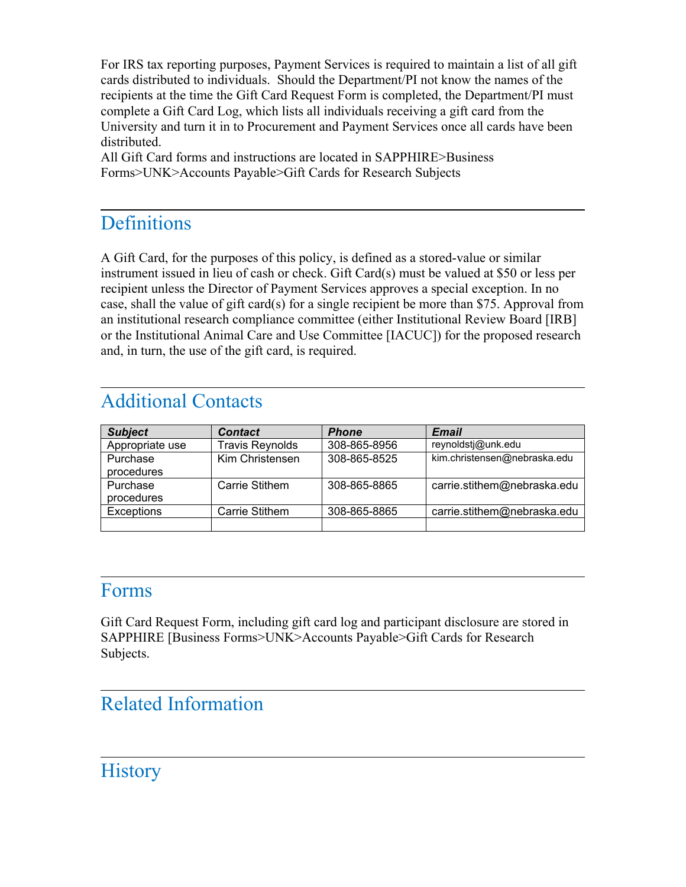For IRS tax reporting purposes, Payment Services is required to maintain a list of all gift cards distributed to individuals. Should the Department/PI not know the names of the recipients at the time the Gift Card Request Form is completed, the Department/PI must complete a Gift Card Log, which lists all individuals receiving a gift card from the University and turn it in to Procurement and Payment Services once all cards have been distributed.
All Gift Card forms and instructions are located in SAPPHIRE>Business Forms>UNK>Accounts Payable>Gift Cards for Research Subjects

## Definitions

A Gift Card, for the purposes of this policy, is defined as a stored-value or similar instrument issued in lieu of cash or check. Gift Card(s) must be valued at $50 or less per recipient unless the Director of Payment Services approves a special exception. In no case, shall the value of gift card(s) for a single recipient be more than $75. Approval from an institutional research compliance committee (either Institutional Review Board [IRB] or the Institutional Animal Care and Use Committee [IACUC]) for the proposed research and, in turn, the use of the gift card, is required.

## Additional Contacts

| ***Subject*** | ***Contact*** | ***Phone*** | ***Email*** |
|---|---|---|---|
| Appropriate use | Travis Reynolds | 308-865-8956 | reynoldstj@unk.edu |
| Purchase procedures | Kim Christensen | 308-865-8525 | kim.christensen@nebraska.edu |
| Purchase procedures | Carrie Stithem | 308-865-8865 | carrie.stithem@nebraska.edu |
| Exceptions | Carrie Stithem | 308-865-8865 | carrie.stithem@nebraska.edu |
| | | | |

## Forms

Gift Card Request Form, including gift card log and participant disclosure are stored in SAPPHIRE [Business Forms>UNK>Accounts Payable>Gift Cards for Research Subjects.

## Related Information

## History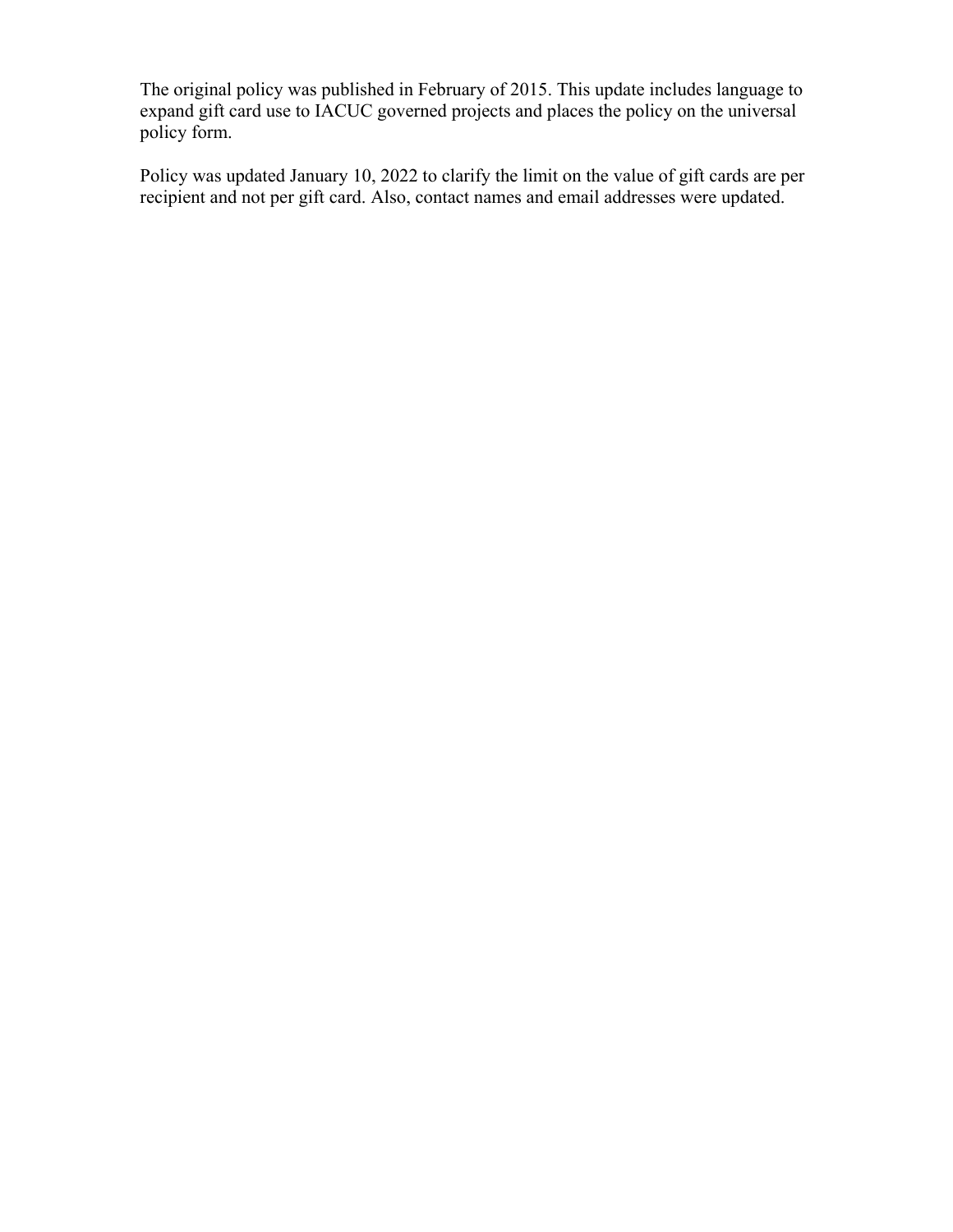The original policy was published in February of 2015. This update includes language to expand gift card use to IACUC governed projects and places the policy on the universal policy form.

Policy was updated January 10, 2022 to clarify the limit on the value of gift cards are per recipient and not per gift card. Also, contact names and email addresses were updated.